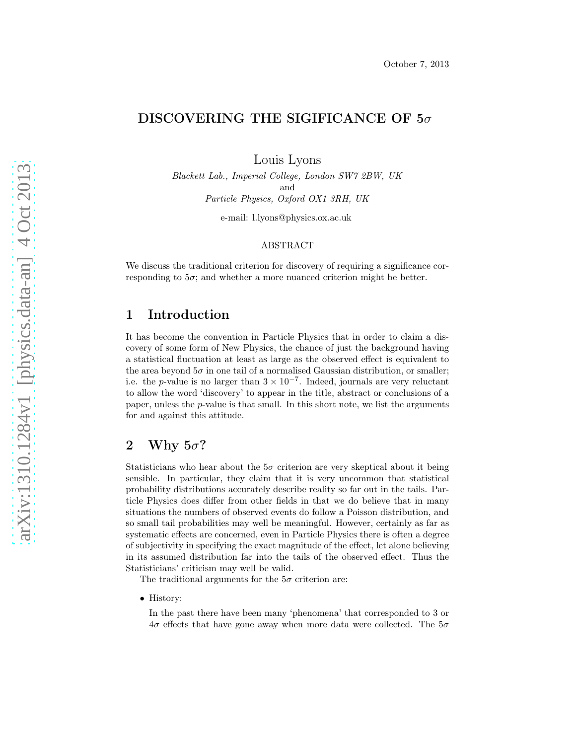October 7, 2013

# DISCOVERING THE SIGIFICANCE OF $5\sigma$

Louis Lyons

*Blackett Lab., Imperial College, London SW7 2BW, UK*
and
*Particle Physics, Oxford OX1 3RH, UK*

e-mail: l.lyons@physics.ox.ac.uk

ABSTRACT

We discuss the traditional criterion for discovery of requiring a significance corresponding to $5\sigma$; and whether a more nuanced criterion might be better.

## 1 Introduction

It has become the convention in Particle Physics that in order to claim a discovery of some form of New Physics, the chance of just the background having a statistical fluctuation at least as large as the observed effect is equivalent to the area beyond $5\sigma$ in one tail of a normalised Gaussian distribution, or smaller; i.e. the $p$-value is no larger than $3 \times 10^{-7}$. Indeed, journals are very reluctant to allow the word 'discovery' to appear in the title, abstract or conclusions of a paper, unless the $p$-value is that small. In this short note, we list the arguments for and against this attitude.

## 2 Why $5\sigma$?

Statisticians who hear about the $5\sigma$ criterion are very skeptical about it being sensible. In particular, they claim that it is very uncommon that statistical probability distributions accurately describe reality so far out in the tails. Particle Physics does differ from other fields in that we do believe that in many situations the numbers of observed events do follow a Poisson distribution, and so small tail probabilities may well be meaningful. However, certainly as far as systematic effects are concerned, even in Particle Physics there is often a degree of subjectivity in specifying the exact magnitude of the effect, let alone believing in its assumed distribution far into the tails of the observed effect. Thus the Statisticians' criticism may well be valid.

The traditional arguments for the $5\sigma$ criterion are:

- History:

  In the past there have been many 'phenomena' that corresponded to 3 or $4\sigma$ effects that have gone away when more data were collected. The $5\sigma$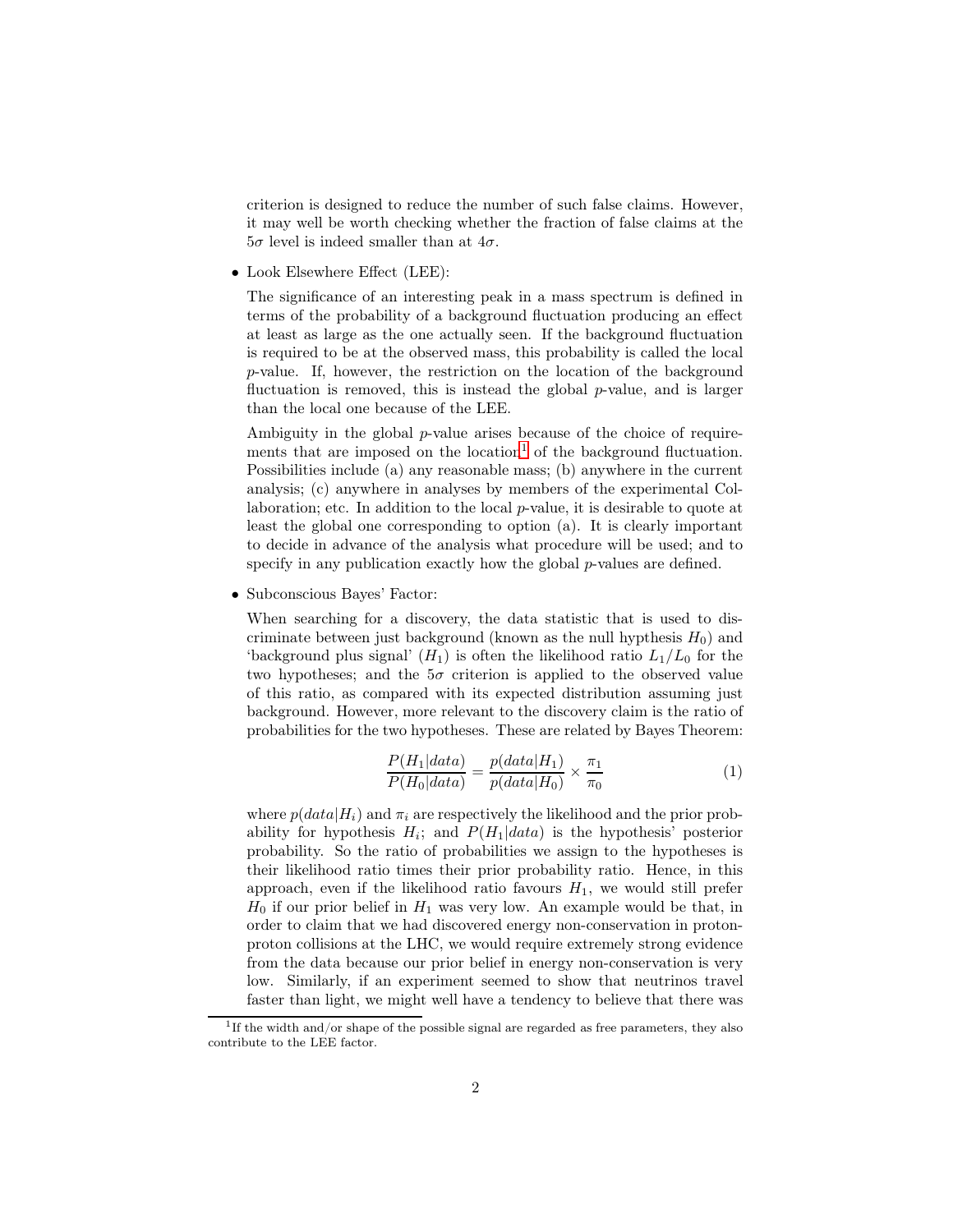criterion is designed to reduce the number of such false claims. However, it may well be worth checking whether the fraction of false claims at the $5\sigma$ level is indeed smaller than at $4\sigma$.

- Look Elsewhere Effect (LEE):

  The significance of an interesting peak in a mass spectrum is defined in terms of the probability of a background fluctuation producing an effect at least as large as the one actually seen. If the background fluctuation is required to be at the observed mass, this probability is called the local $p$-value. If, however, the restriction on the location of the background fluctuation is removed, this is instead the global $p$-value, and is larger than the local one because of the LEE.

  Ambiguity in the global $p$-value arises because of the choice of requirements that are imposed on the location[1] of the background fluctuation. Possibilities include (a) any reasonable mass; (b) anywhere in the current analysis; (c) anywhere in analyses by members of the experimental Collaboration; etc. In addition to the local $p$-value, it is desirable to quote at least the global one corresponding to option (a). It is clearly important to decide in advance of the analysis what procedure will be used; and to specify in any publication exactly how the global $p$-values are defined.

- Subconscious Bayes' Factor:

  When searching for a discovery, the data statistic that is used to discriminate between just background (known as the null hypthesis $H_0$) and 'background plus signal' ($H_1$) is often the likelihood ratio $L_1/L_0$ for the two hypotheses; and the $5\sigma$ criterion is applied to the observed value of this ratio, as compared with its expected distribution assuming just background. However, more relevant to the discovery claim is the ratio of probabilities for the two hypotheses. These are related by Bayes Theorem:

$$\frac{P(H_1|data)}{P(H_0|data)} = \frac{p(data|H_1)}{p(data|H_0)} \times \frac{\pi_1}{\pi_0} \tag{1}$$

  where $p(data|H_i)$ and $\pi_i$ are respectively the likelihood and the prior probability for hypothesis $H_i$; and $P(H_1|data)$ is the hypothesis' posterior probability. So the ratio of probabilities we assign to the hypotheses is their likelihood ratio times their prior probability ratio. Hence, in this approach, even if the likelihood ratio favours $H_1$, we would still prefer $H_0$ if our prior belief in $H_1$ was very low. An example would be that, in order to claim that we had discovered energy non-conservation in proton-proton collisions at the LHC, we would require extremely strong evidence from the data because our prior belief in energy non-conservation is very low. Similarly, if an experiment seemed to show that neutrinos travel faster than light, we might well have a tendency to believe that there was

[1] If the width and/or shape of the possible signal are regarded as free parameters, they also contribute to the LEE factor.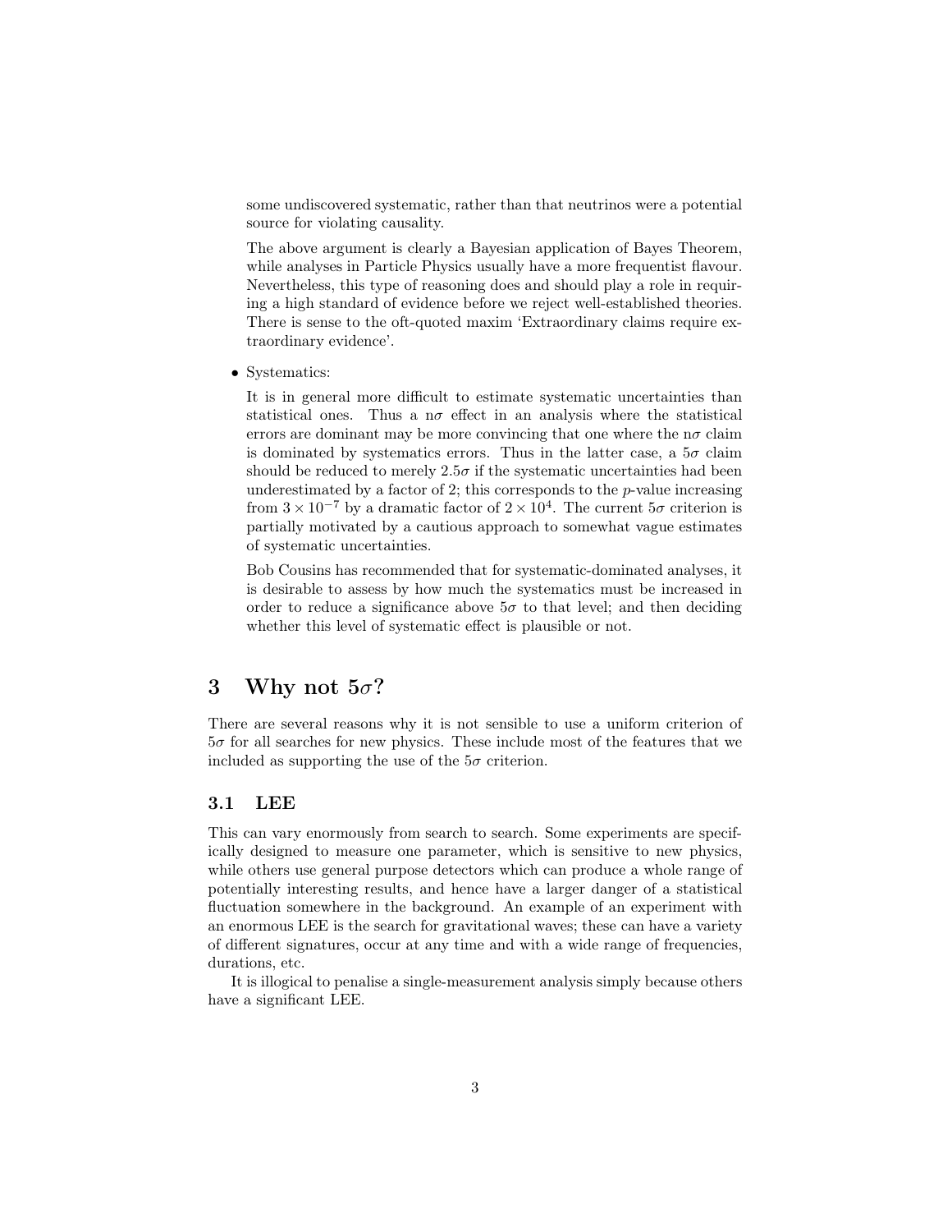some undiscovered systematic, rather than that neutrinos were a potential source for violating causality.

The above argument is clearly a Bayesian application of Bayes Theorem, while analyses in Particle Physics usually have a more frequentist flavour. Nevertheless, this type of reasoning does and should play a role in requiring a high standard of evidence before we reject well-established theories. There is sense to the oft-quoted maxim 'Extraordinary claims require extraordinary evidence'.

- Systematics:

  It is in general more difficult to estimate systematic uncertainties than statistical ones. Thus a n$\sigma$ effect in an analysis where the statistical errors are dominant may be more convincing that one where the n$\sigma$ claim is dominated by systematics errors. Thus in the latter case, a $5\sigma$ claim should be reduced to merely $2.5\sigma$ if the systematic uncertainties had been underestimated by a factor of 2; this corresponds to the $p$-value increasing from $3 \times 10^{-7}$ by a dramatic factor of $2 \times 10^{4}$. The current $5\sigma$ criterion is partially motivated by a cautious approach to somewhat vague estimates of systematic uncertainties.

  Bob Cousins has recommended that for systematic-dominated analyses, it is desirable to assess by how much the systematics must be increased in order to reduce a significance above $5\sigma$ to that level; and then deciding whether this level of systematic effect is plausible or not.

# 3 Why not $5\sigma$?

There are several reasons why it is not sensible to use a uniform criterion of $5\sigma$ for all searches for new physics. These include most of the features that we included as supporting the use of the $5\sigma$ criterion.

## 3.1 LEE

This can vary enormously from search to search. Some experiments are specifically designed to measure one parameter, which is sensitive to new physics, while others use general purpose detectors which can produce a whole range of potentially interesting results, and hence have a larger danger of a statistical fluctuation somewhere in the background. An example of an experiment with an enormous LEE is the search for gravitational waves; these can have a variety of different signatures, occur at any time and with a wide range of frequencies, durations, etc.

It is illogical to penalise a single-measurement analysis simply because others have a significant LEE.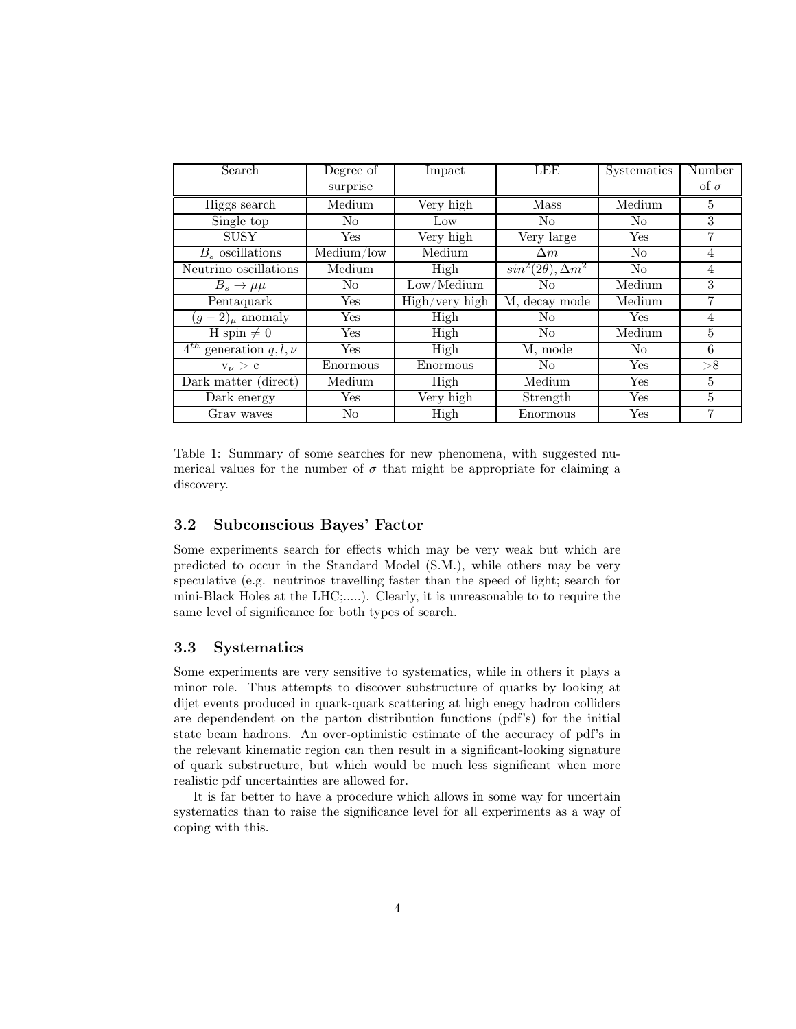| Search | Degree of surprise | Impact | LEE | Systematics | Number of $\sigma$ |
|---|---|---|---|---|---|
| Higgs search | Medium | Very high | Mass | Medium | 5 |
| Single top | No | Low | No | No | 3 |
| SUSY | Yes | Very high | Very large | Yes | 7 |
| $B_s$ oscillations | Medium/low | Medium | $\Delta m$ | No | 4 |
| Neutrino oscillations | Medium | High | $sin^2(2\theta), \Delta m^2$ | No | 4 |
| $B_s \to \mu\mu$ | No | Low/Medium | No | Medium | 3 |
| Pentaquark | Yes | High/very high | M, decay mode | Medium | 7 |
| $(g-2)_\mu$ anomaly | Yes | High | No | Yes | 4 |
| H spin $\neq 0$ | Yes | High | No | Medium | 5 |
| $4^{th}$ generation $q, l, \nu$ | Yes | High | M, mode | No | 6 |
| $v_\nu > c$ | Enormous | Enormous | No | Yes | >8 |
| Dark matter (direct) | Medium | High | Medium | Yes | 5 |
| Dark energy | Yes | Very high | Strength | Yes | 5 |
| Grav waves | No | High | Enormous | Yes | 7 |

Table 1: Summary of some searches for new phenomena, with suggested numerical values for the number of $\sigma$ that might be appropriate for claiming a discovery.

### 3.2 Subconscious Bayes' Factor

Some experiments search for effects which may be very weak but which are predicted to occur in the Standard Model (S.M.), while others may be very speculative (e.g. neutrinos travelling faster than the speed of light; search for mini-Black Holes at the LHC;.....). Clearly, it is unreasonable to to require the same level of significance for both types of search.

### 3.3 Systematics

Some experiments are very sensitive to systematics, while in others it plays a minor role. Thus attempts to discover substructure of quarks by looking at dijet events produced in quark-quark scattering at high enegy hadron colliders are dependendent on the parton distribution functions (pdf's) for the initial state beam hadrons. An over-optimistic estimate of the accuracy of pdf's in the relevant kinematic region can then result in a significant-looking signature of quark substructure, but which would be much less significant when more realistic pdf uncertainties are allowed for.

It is far better to have a procedure which allows in some way for uncertain systematics than to raise the significance level for all experiments as a way of coping with this.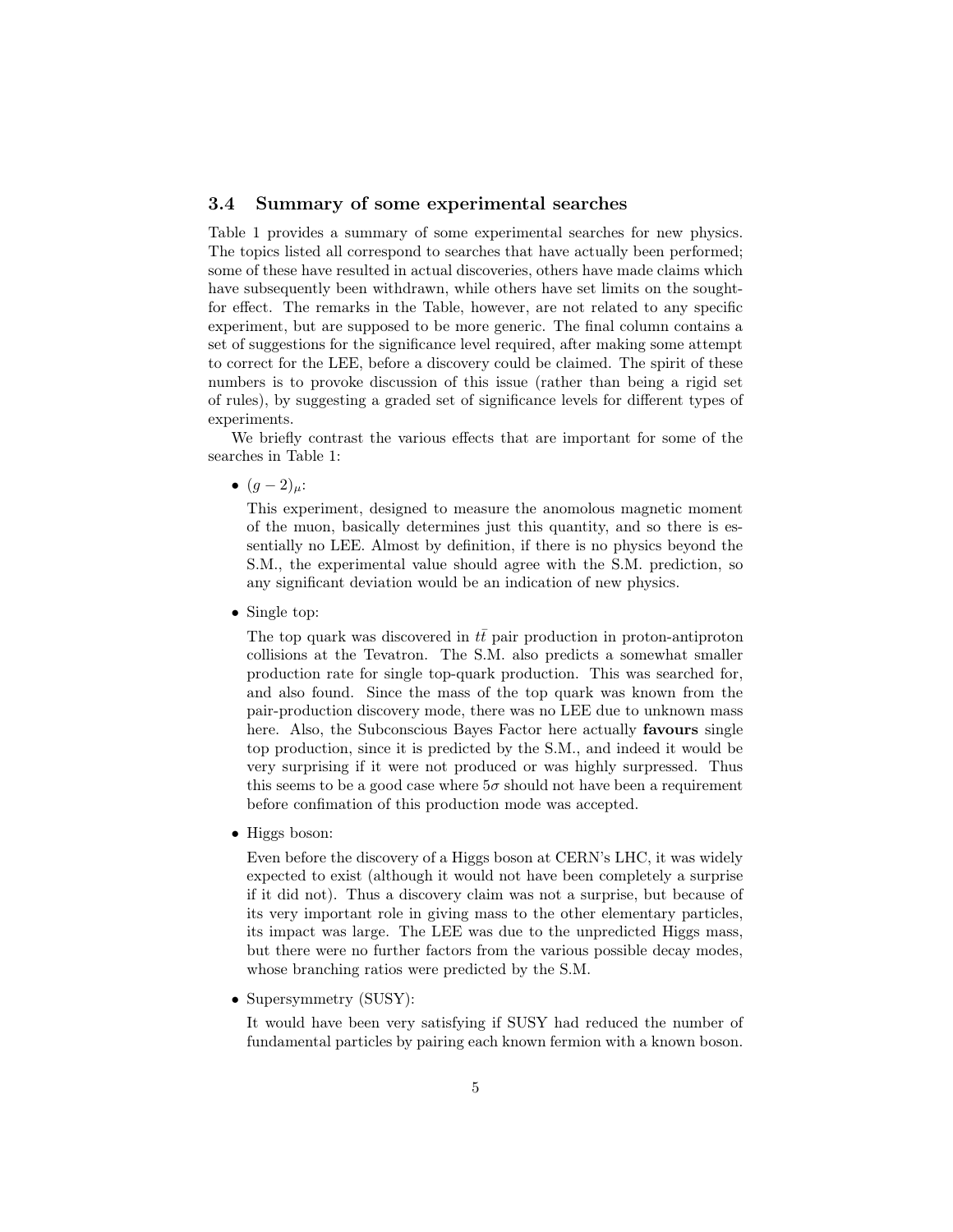### 3.4 Summary of some experimental searches

Table 1 provides a summary of some experimental searches for new physics. The topics listed all correspond to searches that have actually been performed; some of these have resulted in actual discoveries, others have made claims which have subsequently been withdrawn, while others have set limits on the sought-for effect. The remarks in the Table, however, are not related to any specific experiment, but are supposed to be more generic. The final column contains a set of suggestions for the significance level required, after making some attempt to correct for the LEE, before a discovery could be claimed. The spirit of these numbers is to provoke discussion of this issue (rather than being a rigid set of rules), by suggesting a graded set of significance levels for different types of experiments.

We briefly contrast the various effects that are important for some of the searches in Table 1:

- $(g-2)_\mu$:

  This experiment, designed to measure the anomolous magnetic moment of the muon, basically determines just this quantity, and so there is essentially no LEE. Almost by definition, if there is no physics beyond the S.M., the experimental value should agree with the S.M. prediction, so any significant deviation would be an indication of new physics.

- Single top:

  The top quark was discovered in $t\bar{t}$ pair production in proton-antiproton collisions at the Tevatron. The S.M. also predicts a somewhat smaller production rate for single top-quark production. This was searched for, and also found. Since the mass of the top quark was known from the pair-production discovery mode, there was no LEE due to unknown mass here. Also, the Subconscious Bayes Factor here actually **favours** single top production, since it is predicted by the S.M., and indeed it would be very surprising if it were not produced or was highly surpressed. Thus this seems to be a good case where $5\sigma$ should not have been a requirement before confimation of this production mode was accepted.

- Higgs boson:

  Even before the discovery of a Higgs boson at CERN's LHC, it was widely expected to exist (although it would not have been completely a surprise if it did not). Thus a discovery claim was not a surprise, but because of its very important role in giving mass to the other elementary particles, its impact was large. The LEE was due to the unpredicted Higgs mass, but there were no further factors from the various possible decay modes, whose branching ratios were predicted by the S.M.

- Supersymmetry (SUSY):

  It would have been very satisfying if SUSY had reduced the number of fundamental particles by pairing each known fermion with a known boson.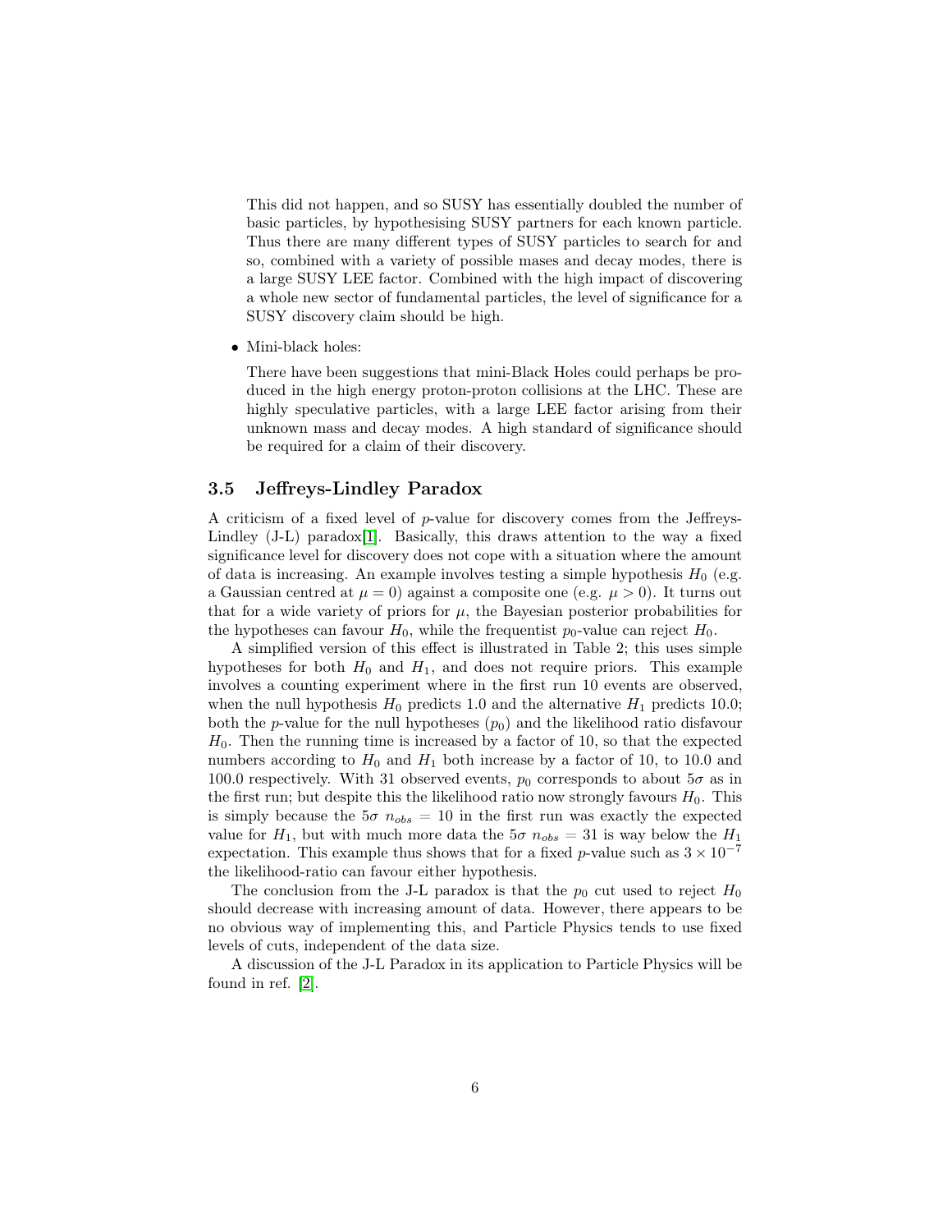This did not happen, and so SUSY has essentially doubled the number of basic particles, by hypothesising SUSY partners for each known particle. Thus there are many different types of SUSY particles to search for and so, combined with a variety of possible masses and decay modes, there is a large SUSY LEE factor. Combined with the high impact of discovering a whole new sector of fundamental particles, the level of significance for a SUSY discovery claim should be high.

- Mini-black holes:

  There have been suggestions that mini-Black Holes could perhaps be produced in the high energy proton-proton collisions at the LHC. These are highly speculative particles, with a large LEE factor arising from their unknown mass and decay modes. A high standard of significance should be required for a claim of their discovery.

### 3.5 Jeffreys-Lindley Paradox

A criticism of a fixed level of $p$-value for discovery comes from the Jeffreys-Lindley (J-L) paradox[1]. Basically, this draws attention to the way a fixed significance level for discovery does not cope with a situation where the amount of data is increasing. An example involves testing a simple hypothesis $H_0$ (e.g. a Gaussian centred at $\mu = 0$) against a composite one (e.g. $\mu > 0$). It turns out that for a wide variety of priors for $\mu$, the Bayesian posterior probabilities for the hypotheses can favour $H_0$, while the frequentist $p_0$-value can reject $H_0$.

A simplified version of this effect is illustrated in Table 2; this uses simple hypotheses for both $H_0$ and $H_1$, and does not require priors. This example involves a counting experiment where in the first run 10 events are observed, when the null hypothesis $H_0$ predicts 1.0 and the alternative $H_1$ predicts 10.0; both the $p$-value for the null hypotheses ($p_0$) and the likelihood ratio disfavour $H_0$. Then the running time is increased by a factor of 10, so that the expected numbers according to $H_0$ and $H_1$ both increase by a factor of 10, to 10.0 and 100.0 respectively. With 31 observed events, $p_0$ corresponds to about $5\sigma$ as in the first run; but despite this the likelihood ratio now strongly favours $H_0$. This is simply because the $5\sigma$ $n_{obs} = 10$ in the first run was exactly the expected value for $H_1$, but with much more data the $5\sigma$ $n_{obs} = 31$ is way below the $H_1$ expectation. This example thus shows that for a fixed $p$-value such as $3 \times 10^{-7}$ the likelihood-ratio can favour either hypothesis.

The conclusion from the J-L paradox is that the $p_0$ cut used to reject $H_0$ should decrease with increasing amount of data. However, there appears to be no obvious way of implementing this, and Particle Physics tends to use fixed levels of cuts, independent of the data size.

A discussion of the J-L Paradox in its application to Particle Physics will be found in ref. [2].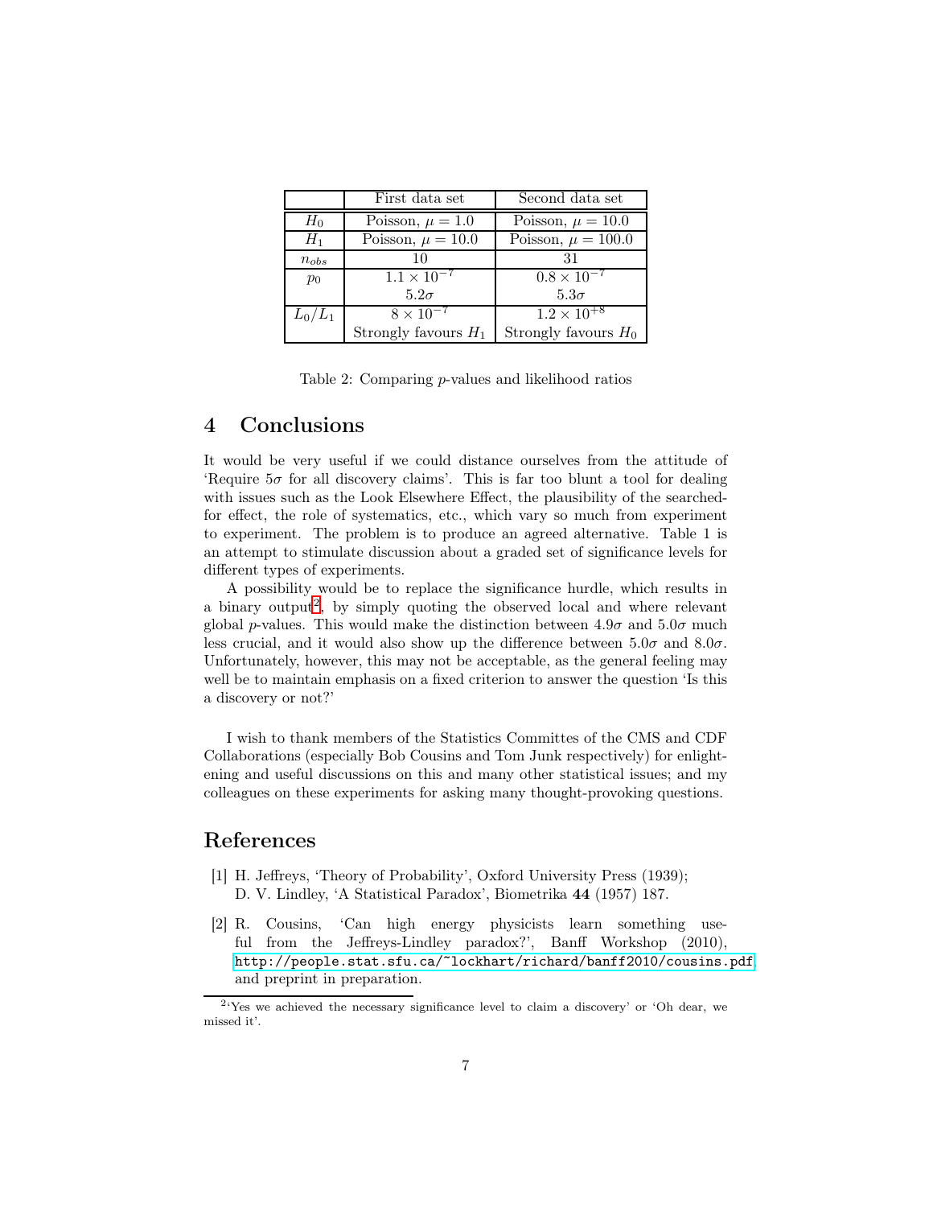| | First data set | Second data set |
|---|---|---|
| $H_0$ | Poisson, $\mu = 1.0$ | Poisson, $\mu = 10.0$ |
| $H_1$ | Poisson, $\mu = 10.0$ | Poisson, $\mu = 100.0$ |
| $n_{obs}$ | 10 | 31 |
| $p_0$ | $1.1 \times 10^{-7}$ $5.2\sigma$ | $0.8 \times 10^{-7}$ $5.3\sigma$ |
| $L_0/L_1$ | $8 \times 10^{-7}$ Strongly favours $H_1$ | $1.2 \times 10^{+8}$ Strongly favours $H_0$ |

Table 2: Comparing $p$-values and likelihood ratios

# 4 Conclusions

It would be very useful if we could distance ourselves from the attitude of 'Require $5\sigma$ for all discovery claims'. This is far too blunt a tool for dealing with issues such as the Look Elsewhere Effect, the plausibility of the searched-for effect, the role of systematics, etc., which vary so much from experiment to experiment. The problem is to produce an agreed alternative. Table 1 is an attempt to stimulate discussion about a graded set of significance levels for different types of experiments.

A possibility would be to replace the significance hurdle, which results in a binary output[2], by simply quoting the observed local and where relevant global $p$-values. This would make the distinction between $4.9\sigma$ and $5.0\sigma$ much less crucial, and it would also show up the difference between $5.0\sigma$ and $8.0\sigma$. Unfortunately, however, this may not be acceptable, as the general feeling may well be to maintain emphasis on a fixed criterion to answer the question 'Is this a discovery or not?'

I wish to thank members of the Statistics Committes of the CMS and CDF Collaborations (especially Bob Cousins and Tom Junk respectively) for enlightening and useful discussions on this and many other statistical issues; and my colleagues on these experiments for asking many thought-provoking questions.

# References

[1] H. Jeffreys, 'Theory of Probability', Oxford University Press (1939); D. V. Lindley, 'A Statistical Paradox', Biometrika **44** (1957) 187.

[2] R. Cousins, 'Can high energy physicists learn something useful from the Jeffreys-Lindley paradox?', Banff Workshop (2010), http://people.stat.sfu.ca/~lockhart/richard/banff2010/cousins.pdf, and preprint in preparation.

[2] 'Yes we achieved the necessary significance level to claim a discovery' or 'Oh dear, we missed it'.